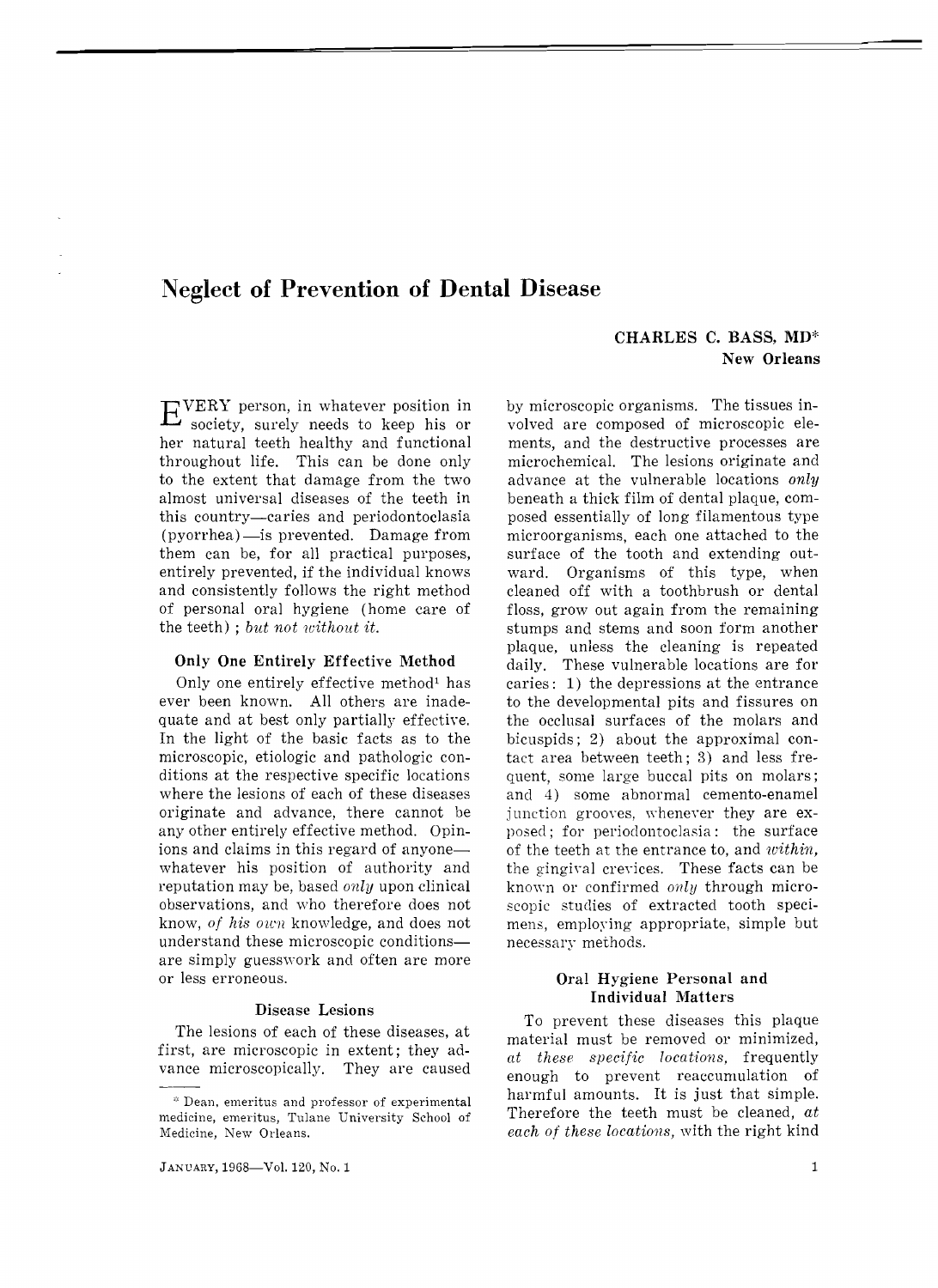# Neglect of Prevention of Dental Disease

**CHARLES C. BASS, MD*[*]**
**New Orleans**

EVERY person, in whatever position in society, surely needs to keep his or her natural teeth healthy and functional throughout life. This can be done only to the extent that damage from the two almost universal diseases of the teeth in this country—caries and periodontoclasia (pyorrhea)—is prevented. Damage from them can be, for all practical purposes, entirely prevented, if the individual knows and consistently follows the right method of personal oral hygiene (home care of the teeth); *but not without it.*

### Only One Entirely Effective Method

Only one entirely effective method[1] has ever been known. All others are inadequate and at best only partially effective. In the light of the basic facts as to the microscopic, etiologic and pathologic conditions at the respective specific locations where the lesions of each of these diseases originate and advance, there cannot be any other entirely effective method. Opinions and claims in this regard of anyone—whatever his position of authority and reputation may be, based *only* upon clinical observations, and who therefore does not know, *of his own* knowledge, and does not understand these microscopic conditions—are simply guesswork and often are more or less erroneous.

### Disease Lesions

The lesions of each of these diseases, at first, are microscopic in extent; they advance microscopically. They are caused by microscopic organisms. The tissues involved are composed of microscopic elements, and the destructive processes are microchemical. The lesions originate and advance at the vulnerable locations *only* beneath a thick film of dental plaque, composed essentially of long filamentous type microorganisms, each one attached to the surface of the tooth and extending outward. Organisms of this type, when cleaned off with a toothbrush or dental floss, grow out again from the remaining stumps and stems and soon form another plaque, unless the cleaning is repeated daily. These vulnerable locations are for caries: 1) the depressions at the entrance to the developmental pits and fissures on the occlusal surfaces of the molars and bicuspids; 2) about the approximal contact area between teeth; 3) and less frequent, some large buccal pits on molars; and 4) some abnormal cemento-enamel junction grooves, whenever they are exposed; for periodontoclasia: the surface of the teeth at the entrance to, and *within*, the gingival crevices. These facts can be known or confirmed *only* through microscopic studies of extracted tooth specimens, employing appropriate, simple but necessary methods.

### Oral Hygiene Personal and Individual Matters

To prevent these diseases this plaque material must be removed or minimized, *at these specific locations,* frequently enough to prevent reaccumulation of harmful amounts. It is just that simple. Therefore the teeth must be cleaned, *at each of these locations,* with the right kind

---

[*] Dean, emeritus and professor of experimental medicine, emeritus, Tulane University School of Medicine, New Orleans.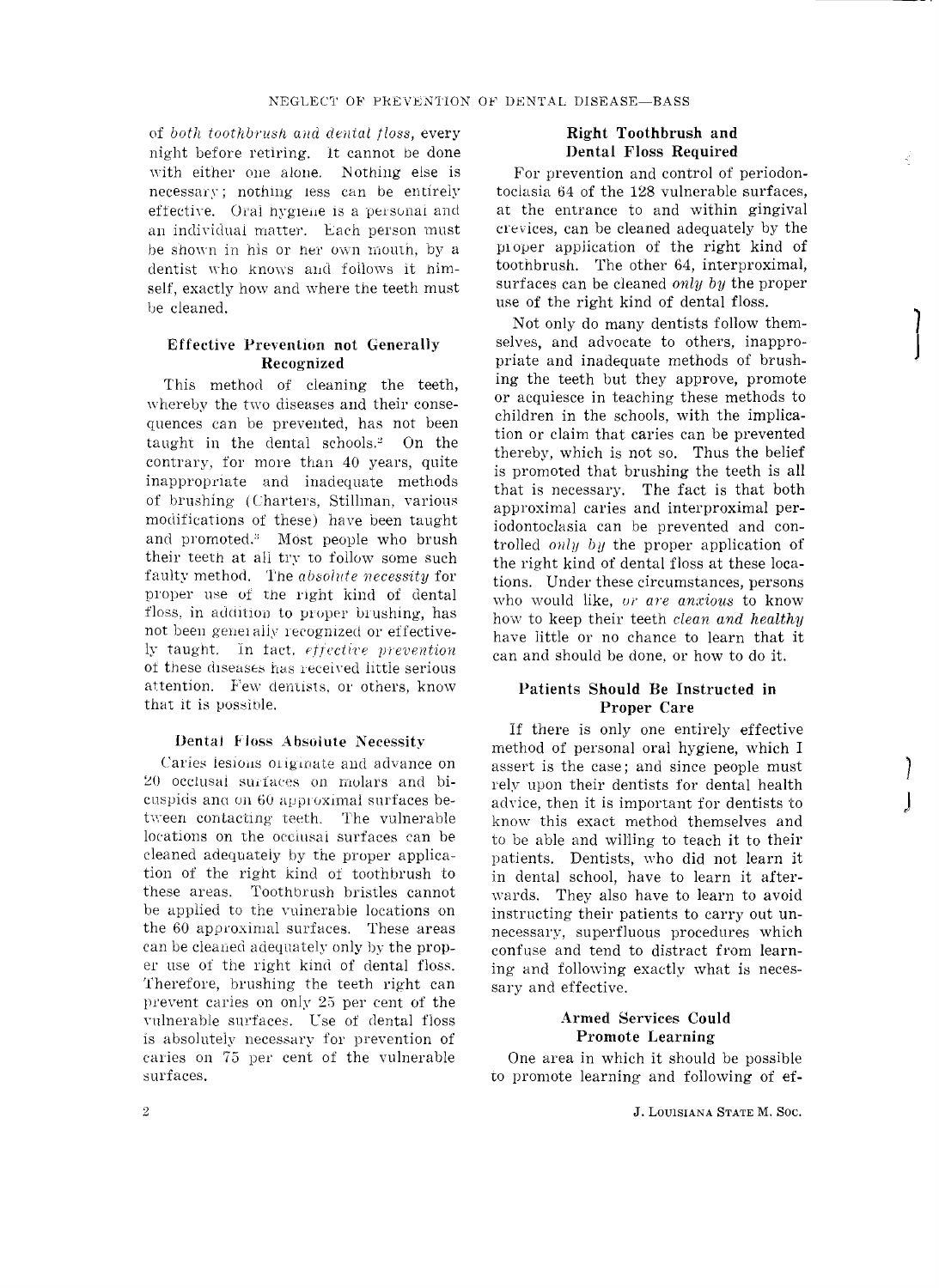of *both toothbrush and dental floss,* every night before retiring. It cannot be done with either one alone. Nothing else is necessary; nothing less can be entirely effective. Oral hygiene is a personal and an individual matter. Each person must be shown in his or her own mouth, by a dentist who knows and follows it himself, exactly how and where the teeth must be cleaned.

### Effective Prevention not Generally Recognized

This method of cleaning the teeth, whereby the two diseases and their consequences can be prevented, has not been taught in the dental schools.[2] On the contrary, for more than 40 years, quite inappropriate and inadequate methods of brushing (Charters, Stillman, various modifications of these) have been taught and promoted.[3] Most people who brush their teeth at all try to follow some such faulty method. The *absolute necessity* for proper use of the right kind of dental floss, in addition to proper brushing, has not been generally recognized or effectively taught. In fact, *effective prevention* of these diseases has received little serious attention. Few dentists, or others, know that it is possible.

### Dental Floss Absolute Necessity

Caries lesions originate and advance on 20 occlusal surfaces on molars and bicuspids and on 60 approximal surfaces between contacting teeth. The vulnerable locations on the occlusal surfaces can be cleaned adequately by the proper application of the right kind of toothbrush to these areas. Toothbrush bristles cannot be applied to the vulnerable locations on the 60 approximal surfaces. These areas can be cleaned adequately only by the proper use of the right kind of dental floss. Therefore, brushing the teeth right can prevent caries on only 25 per cent of the vulnerable surfaces. Use of dental floss is absolutely necessary for prevention of caries on 75 per cent of the vulnerable surfaces.

### Right Toothbrush and Dental Floss Required

For prevention and control of periodontoclasia 64 of the 128 vulnerable surfaces, at the entrance to and within gingival crevices, can be cleaned adequately by the proper application of the right kind of toothbrush. The other 64, interproximal, surfaces can be cleaned *only by* the proper use of the right kind of dental floss.

Not only do many dentists follow themselves, and advocate to others, inappropriate and inadequate methods of brushing the teeth but they approve, promote or acquiesce in teaching these methods to children in the schools, with the implication or claim that caries can be prevented thereby, which is not so. Thus the belief is promoted that brushing the teeth is all that is necessary. The fact is that both approximal caries and interproximal periodontoclasia can be prevented and controlled *only by* the proper application of the right kind of dental floss at these locations. Under these circumstances, persons who would like, *or are anxious* to know how to keep their teeth *clean and healthy* have little or no chance to learn that it can and should be done, or how to do it.

### Patients Should Be Instructed in Proper Care

If there is only one entirely effective method of personal oral hygiene, which I assert is the case; and since people must rely upon their dentists for dental health advice, then it is important for dentists to know this exact method themselves and to be able and willing to teach it to their patients. Dentists, who did not learn it in dental school, have to learn it afterwards. They also have to learn to avoid instructing their patients to carry out unnecessary, superfluous procedures which confuse and tend to distract from learning and following exactly what is necessary and effective.

### Armed Services Could Promote Learning

One area in which it should be possible to promote learning and following of ef-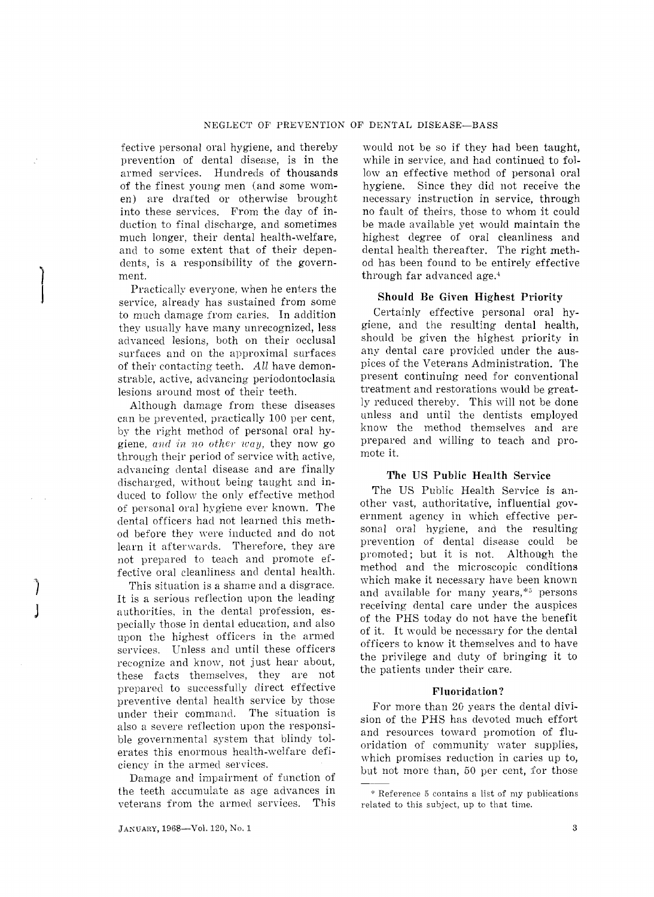fective personal oral hygiene, and thereby prevention of dental disease, is in the armed services. Hundreds of thousands of the finest young men (and some women) are drafted or otherwise brought into these services. From the day of induction to final discharge, and sometimes much longer, their dental health-welfare, and to some extent that of their dependents, is a responsibility of the government.

Practically everyone, when he enters the service, already has sustained from some to much damage from caries. In addition they usually have many unrecognized, less advanced lesions, both on their occlusal surfaces and on the approximal surfaces of their contacting teeth. *All* have demonstrable, active, advancing periodontoclasia lesions around most of their teeth.

Although damage from these diseases can be prevented, practically 100 per cent, by the right method of personal oral hygiene, *and in no other way*, they now go through their period of service with active, advancing dental disease and are finally discharged, without being taught and induced to follow the only effective method of personal oral hygiene ever known. The dental officers had not learned this method before they were inducted and do not learn it afterwards. Therefore, they are not prepared to teach and promote effective oral cleanliness and dental health.

This situation is a shame and a disgrace. It is a serious reflection upon the leading authorities, in the dental profession, especially those in dental education, and also upon the highest officers in the armed services. Unless and until these officers recognize and know, not just hear about, these facts themselves, they are not prepared to successfully direct effective preventive dental health service by those under their command. The situation is also a severe reflection upon the responsible governmental system that blindy tolerates this enormous health-welfare deficiency in the armed services.

Damage and impairment of function of the teeth accumulate as age advances in veterans from the armed services. This would not be so if they had been taught, while in service, and had continued to follow an effective method of personal oral hygiene. Since they did not receive the necessary instruction in service, through no fault of theirs, those to whom it could be made available yet would maintain the highest degree of oral cleanliness and dental health thereafter. The right method has been found to be entirely effective through far advanced age.[4]

### Should Be Given Highest Priority

Certainly effective personal oral hygiene, and the resulting dental health, should be given the highest priority in any dental care provided under the auspices of the Veterans Administration. The present continuing need for conventional treatment and restorations would be greatly reduced thereby. This will not be done unless and until the dentists employed know the method themselves and are prepared and willing to teach and promote it.

### The US Public Health Service

The US Public Health Service is another vast, authoritative, influential government agency in which effective personal oral hygiene, and the resulting prevention of dental disease could be promoted; but it is not. Although the method and the microscopic conditions which make it necessary have been known and available for many years,*[5] persons receiving dental care under the auspices of the PHS today do not have the benefit of it. It would be necessary for the dental officers to know it themselves and to have the privilege and duty of bringing it to the patients under their care.

### Fluoridation?

For more than 20 years the dental division of the PHS has devoted much effort and resources toward promotion of fluoridation of community water supplies, which promises reduction in caries up to, but not more than, 50 per cent, for those

\* Reference 5 contains a list of my publications related to this subject, up to that time.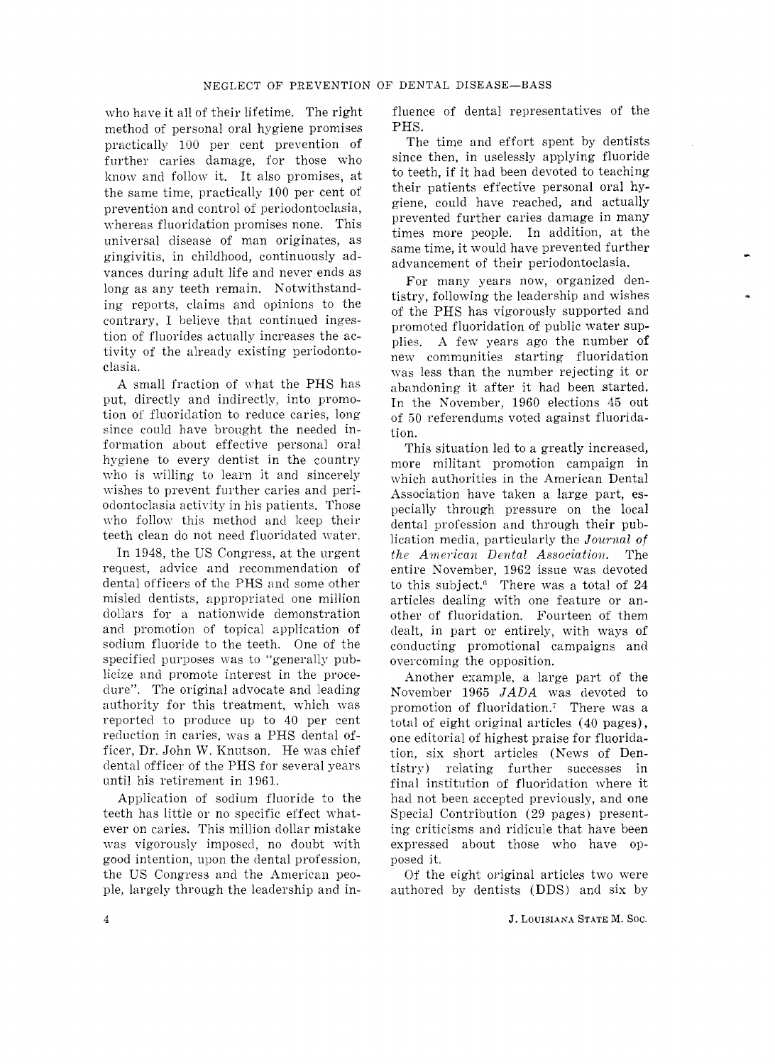who have it all of their lifetime. The right method of personal oral hygiene promises practically 100 per cent prevention of further caries damage, for those who know and follow it. It also promises, at the same time, practically 100 per cent of prevention and control of periodontoclasia, whereas fluoridation promises none. This universal disease of man originates, as gingivitis, in childhood, continuously advances during adult life and never ends as long as any teeth remain. Notwithstanding reports, claims and opinions to the contrary, I believe that continued ingestion of fluorides actually increases the activity of the already existing periodontoclasia.

A small fraction of what the PHS has put, directly and indirectly, into promotion of fluoridation to reduce caries, long since could have brought the needed information about effective personal oral hygiene to every dentist in the country who is willing to learn it and sincerely wishes to prevent further caries and periodontoclasia activity in his patients. Those who follow this method and keep their teeth clean do not need fluoridated water.

In 1948, the US Congress, at the urgent request, advice and recommendation of dental officers of the PHS and some other misled dentists, appropriated one million dollars for a nationwide demonstration and promotion of topical application of sodium fluoride to the teeth. One of the specified purposes was to "generally publicize and promote interest in the procedure". The original advocate and leading authority for this treatment, which was reported to produce up to 40 per cent reduction in caries, was a PHS dental officer, Dr. John W. Knutson. He was chief dental officer of the PHS for several years until his retirement in 1961.

Application of sodium fluoride to the teeth has little or no specific effect whatever on caries. This million dollar mistake was vigorously imposed, no doubt with good intention, upon the dental profession, the US Congress and the American people, largely through the leadership and influence of dental representatives of the PHS.

The time and effort spent by dentists since then, in uselessly applying fluoride to teeth, if it had been devoted to teaching their patients effective personal oral hygiene, could have reached, and actually prevented further caries damage in many times more people. In addition, at the same time, it would have prevented further advancement of their periodontoclasia.

For many years now, organized dentistry, following the leadership and wishes of the PHS has vigorously supported and promoted fluoridation of public water supplies. A few years ago the number of new communities starting fluoridation was less than the number rejecting it or abandoning it after it had been started. In the November, 1960 elections 45 out of 50 referendums voted against fluoridation.

This situation led to a greatly increased, more militant promotion campaign in which authorities in the American Dental Association have taken a large part, especially through pressure on the local dental profession and through their publication media, particularly the *Journal of the American Dental Association*. The entire November, 1962 issue was devoted to this subject.[6] There was a total of 24 articles dealing with one feature or another of fluoridation. Fourteen of them dealt, in part or entirely, with ways of conducting promotional campaigns and overcoming the opposition.

Another example, a large part of the November 1965 *JADA* was devoted to promotion of fluoridation.[7] There was a total of eight original articles (40 pages), one editorial of highest praise for fluoridation, six short articles (News of Dentistry) relating further successes in final institution of fluoridation where it had not been accepted previously, and one Special Contribution (29 pages) presenting criticisms and ridicule that have been expressed about those who have opposed it.

Of the eight original articles two were authored by dentists (DDS) and six by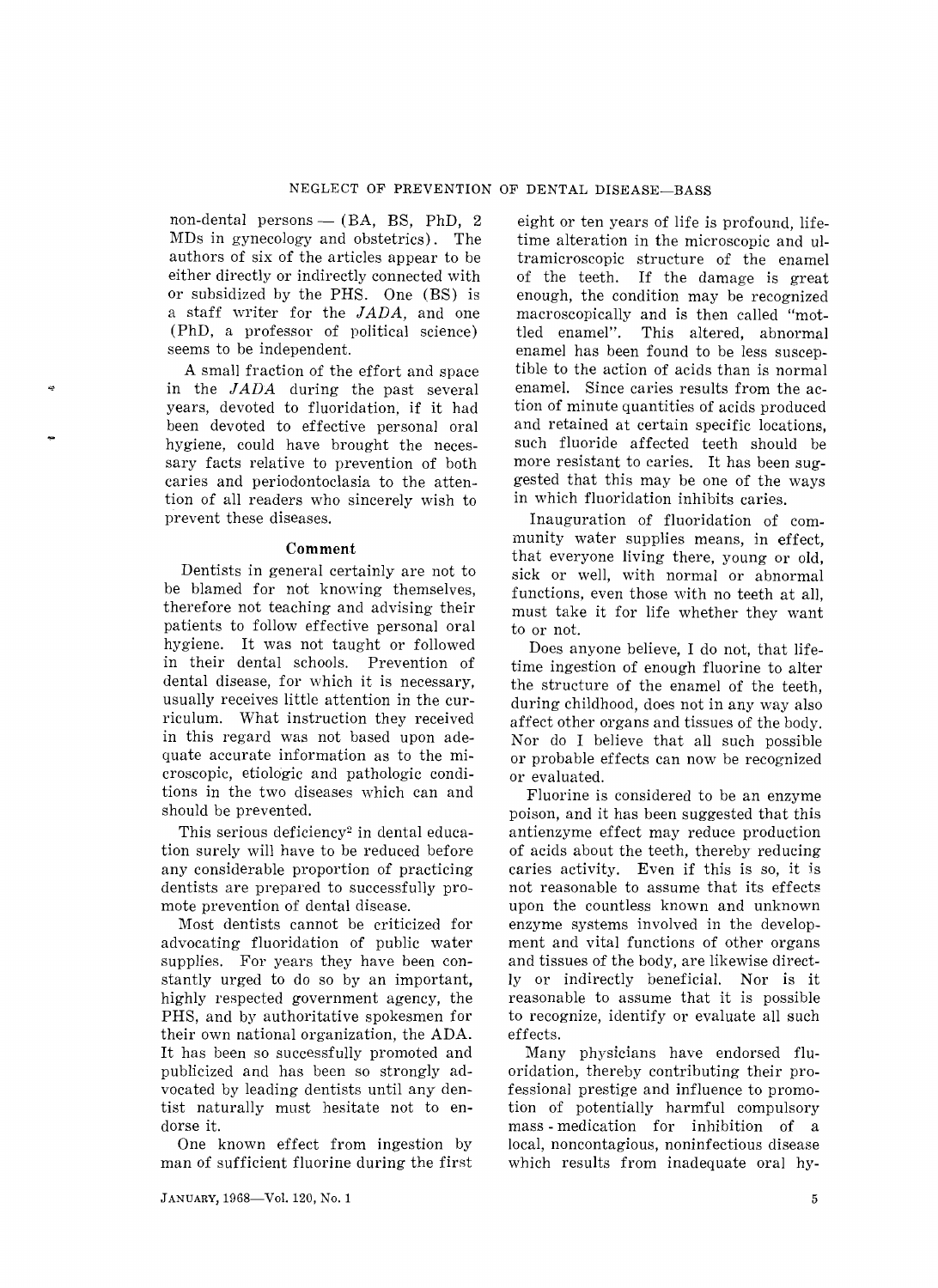non-dental persons — (BA, BS, PhD, 2 MDs in gynecology and obstetrics). The authors of six of the articles appear to be either directly or indirectly connected with or subsidized by the PHS. One (BS) is a staff writer for the *JADA*, and one (PhD, a professor of political science) seems to be independent.

A small fraction of the effort and space in the *JADA* during the past several years, devoted to fluoridation, if it had been devoted to effective personal oral hygiene, could have brought the necessary facts relative to prevention of both caries and periodontoclasia to the attention of all readers who sincerely wish to prevent these diseases.

### Comment

Dentists in general certainly are not to be blamed for not knowing themselves, therefore not teaching and advising their patients to follow effective personal oral hygiene. It was not taught or followed in their dental schools. Prevention of dental disease, for which it is necessary, usually receives little attention in the curriculum. What instruction they received in this regard was not based upon adequate accurate information as to the microscopic, etiologic and pathologic conditions in the two diseases which can and should be prevented.

This serious deficiency[2] in dental education surely will have to be reduced before any considerable proportion of practicing dentists are prepared to successfully promote prevention of dental disease.

Most dentists cannot be criticized for advocating fluoridation of public water supplies. For years they have been constantly urged to do so by an important, highly respected government agency, the PHS, and by authoritative spokesmen for their own national organization, the ADA. It has been so successfully promoted and publicized and has been so strongly advocated by leading dentists until any dentist naturally must hesitate not to endorse it.

One known effect from ingestion by man of sufficient fluorine during the first eight or ten years of life is profound, lifetime alteration in the microscopic and ultramicroscopic structure of the enamel of the teeth. If the damage is great enough, the condition may be recognized macroscopically and is then called "mottled enamel". This altered, abnormal enamel has been found to be less susceptible to the action of acids than is normal enamel. Since caries results from the action of minute quantities of acids produced and retained at certain specific locations, such fluoride affected teeth should be more resistant to caries. It has been suggested that this may be one of the ways in which fluoridation inhibits caries.

Inauguration of fluoridation of community water supplies means, in effect, that everyone living there, young or old, sick or well, with normal or abnormal functions, even those with no teeth at all, must take it for life whether they want to or not.

Does anyone believe, I do not, that lifetime ingestion of enough fluorine to alter the structure of the enamel of the teeth, during childhood, does not in any way also affect other organs and tissues of the body. Nor do I believe that all such possible or probable effects can now be recognized or evaluated.

Fluorine is considered to be an enzyme poison, and it has been suggested that this antienzyme effect may reduce production of acids about the teeth, thereby reducing caries activity. Even if this is so, it is not reasonable to assume that its effects upon the countless known and unknown enzyme systems involved in the development and vital functions of other organs and tissues of the body, are likewise directly or indirectly beneficial. Nor is it reasonable to assume that it is possible to recognize, identify or evaluate all such effects.

Many physicians have endorsed fluoridation, thereby contributing their professional prestige and influence to promotion of potentially harmful compulsory mass-medication for inhibition of a local, noncontagious, noninfectious disease which results from inadequate oral hy-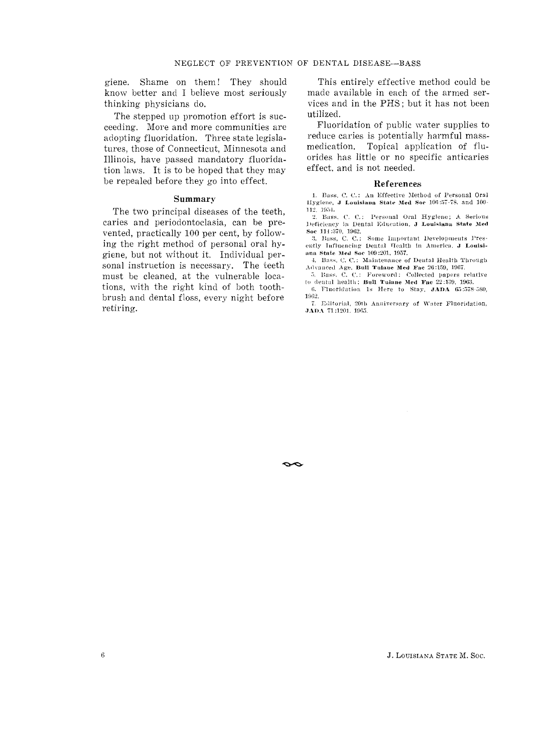giene. Shame on them! They should know better and I believe most seriously thinking physicians do.

The stepped up promotion effort is succeeding. More and more communities are adopting fluoridation. Three state legislatures, those of Connecticut, Minnesota and Illinois, have passed mandatory fluoridation laws. It is to be hoped that they may be repealed before they go into effect.

## Summary

The two principal diseases of the teeth, caries and periodontoclasia, can be prevented, practically 100 per cent, by following the right method of personal oral hygiene, but not without it. Individual personal instruction is necessary. The teeth must be cleaned, at the vulnerable locations, with the right kind of both toothbrush and dental floss, every night before retiring.

This entirely effective method could be made available in each of the armed services and in the PHS; but it has not been utilized.

Fluoridation of public water supplies to reduce caries is potentially harmful mass-medication. Topical application of fluorides has little or no specific anticaries effect, and is not needed.

## References

1. Bass, C. C.: An Effective Method of Personal Oral Hygiene, **J Louisiana State Med Soc** 106:57-78, and 100-112, 1954.
2. Bass, C. C.: Personal Oral Hygiene; A Serious Deficiency in Dental Education, **J Louisiana State Med Soc** 114:370, 1962.
3. Bass, C. C.: Some Important Developments Presently Influencing Dental Health in America, **J Louisiana State Med Soc** 109:201, 1957.
4. Bass, C. C.: Maintenance of Dental Health Through Advanced Age, **Bull Tulane Med Fac** 26:159, 1967.
5. Bass, C. C.: Foreword: Collected papers relative to dental health; **Bull Tulane Med Fac** 22:139, 1963.
6. Fluoridation Is Here to Stay, **JADA** 65:578-580, 1962.
7. Editorial, 20th Anniversary of Water Fluoridation, **JADA** 71:1201, 1965.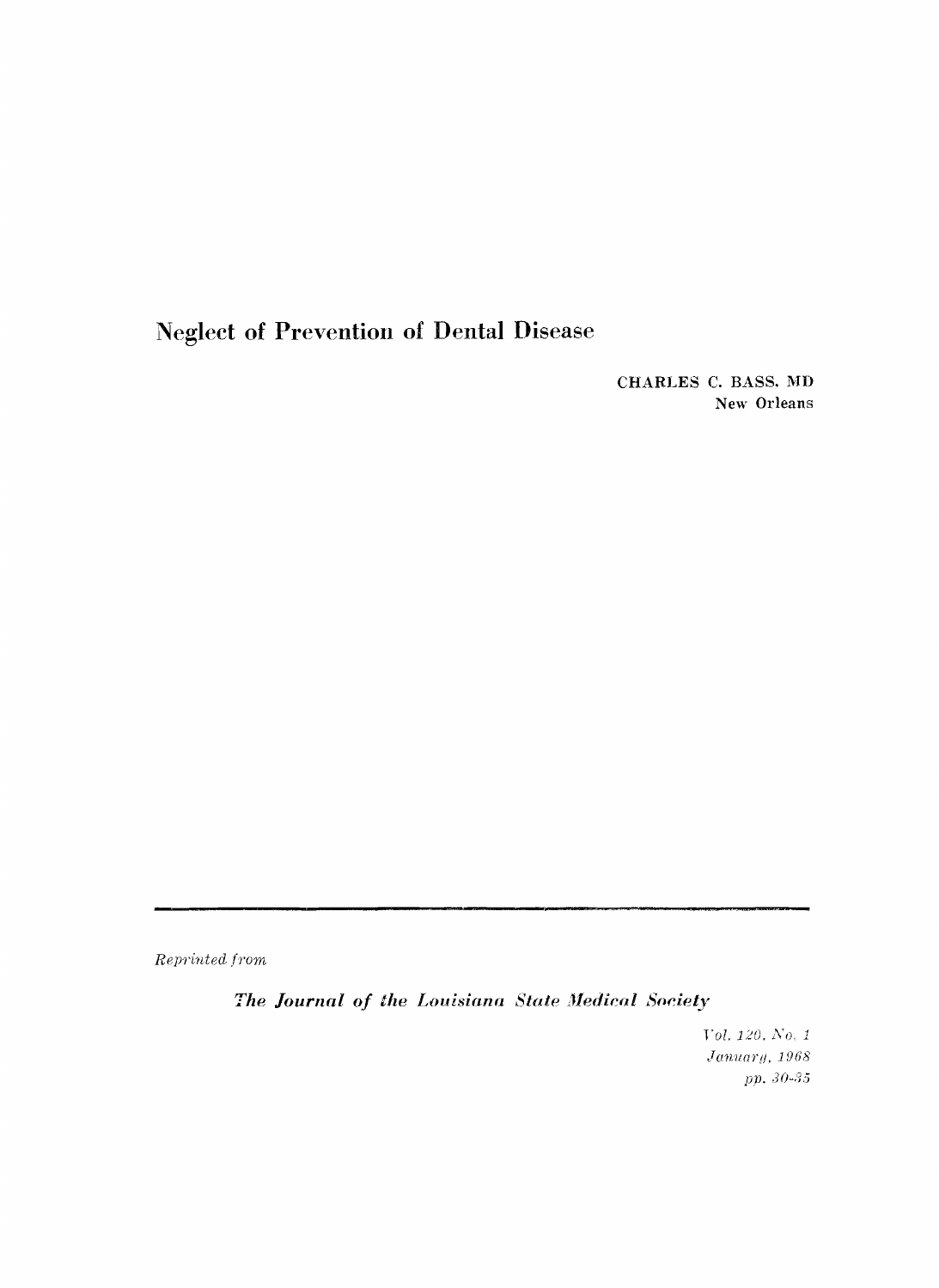# Neglect of Prevention of Dental Disease

**CHARLES C. BASS, MD**
**New Orleans**

---

*Reprinted from*

***The Journal of the Louisiana State Medical Society***

*Vol. 120, No. 1*
*January, 1968*
*pp. 30-35*